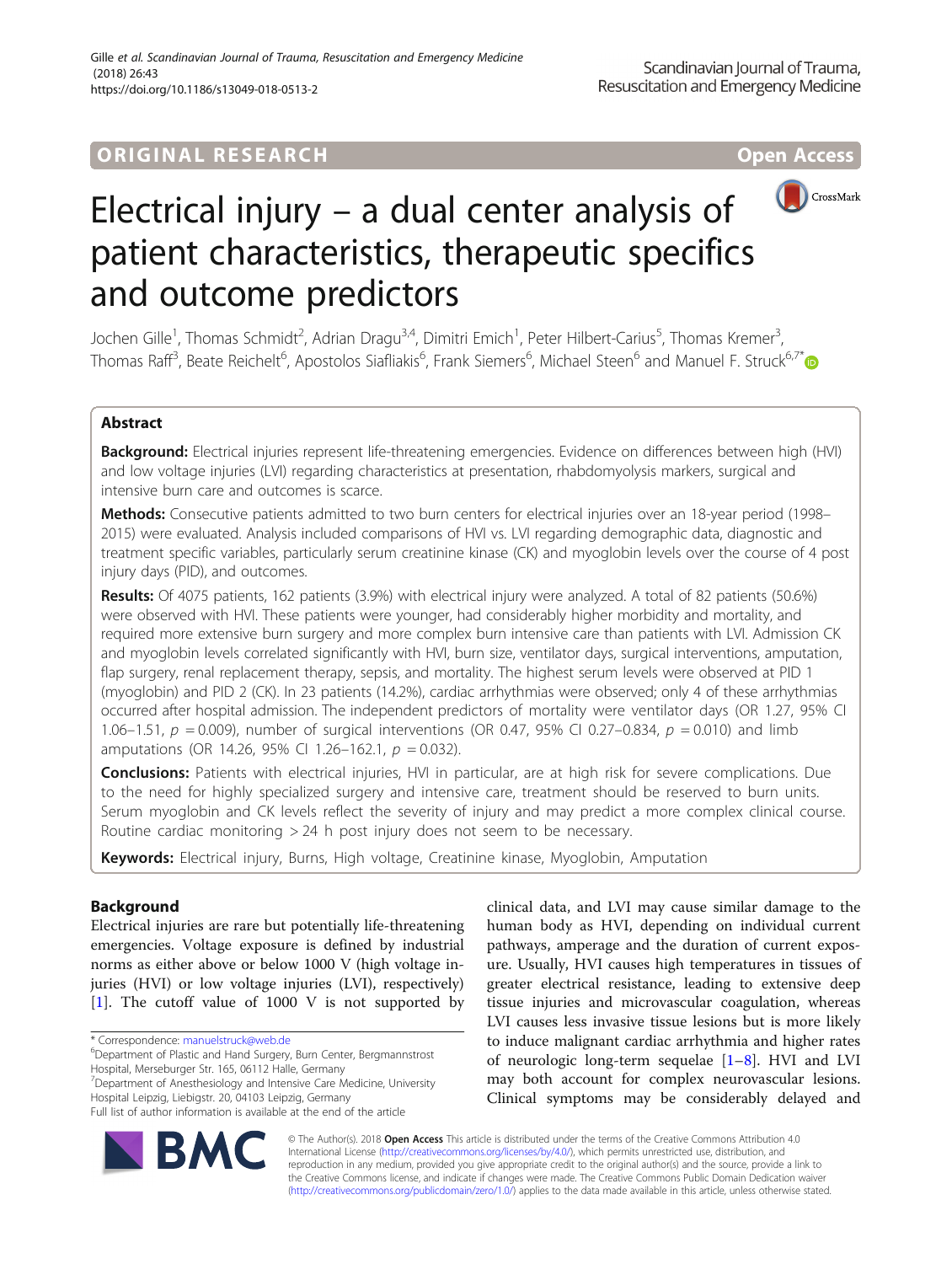ORIGINAL RESEARCH

Open Access

# Electrical injury – a dual center analysis of patient characteristics, therapeutic specifics and outcome predictors

Jochen Gille[1], Thomas Schmidt[2], Adrian Dragu[3,4], Dimitri Emich[1], Peter Hilbert-Carius[5], Thomas Kremer[3], Thomas Raff[3], Beate Reichelt[6], Apostolos Siafliakis[6], Frank Siemers[6], Michael Steen[6] and Manuel F. Struck[6,7*]

## Abstract

**Background:** Electrical injuries represent life-threatening emergencies. Evidence on differences between high (HVI) and low voltage injuries (LVI) regarding characteristics at presentation, rhabdomyolysis markers, surgical and intensive burn care and outcomes is scarce.

**Methods:** Consecutive patients admitted to two burn centers for electrical injuries over an 18-year period (1998–2015) were evaluated. Analysis included comparisons of HVI vs. LVI regarding demographic data, diagnostic and treatment specific variables, particularly serum creatinine kinase (CK) and myoglobin levels over the course of 4 post injury days (PID), and outcomes.

**Results:** Of 4075 patients, 162 patients (3.9%) with electrical injury were analyzed. A total of 82 patients (50.6%) were observed with HVI. These patients were younger, had considerably higher morbidity and mortality, and required more extensive burn surgery and more complex burn intensive care than patients with LVI. Admission CK and myoglobin levels correlated significantly with HVI, burn size, ventilator days, surgical interventions, amputation, flap surgery, renal replacement therapy, sepsis, and mortality. The highest serum levels were observed at PID 1 (myoglobin) and PID 2 (CK). In 23 patients (14.2%), cardiac arrhythmias were observed; only 4 of these arrhythmias occurred after hospital admission. The independent predictors of mortality were ventilator days (OR 1.27, 95% CI 1.06–1.51, $p = 0.009$), number of surgical interventions (OR 0.47, 95% CI 0.27–0.834, $p = 0.010$) and limb amputations (OR 14.26, 95% CI 1.26–162.1, $p = 0.032$).

**Conclusions:** Patients with electrical injuries, HVI in particular, are at high risk for severe complications. Due to the need for highly specialized surgery and intensive care, treatment should be reserved to burn units. Serum myoglobin and CK levels reflect the severity of injury and may predict a more complex clinical course. Routine cardiac monitoring > 24 h post injury does not seem to be necessary.

**Keywords:** Electrical injury, Burns, High voltage, Creatinine kinase, Myoglobin, Amputation

## Background

Electrical injuries are rare but potentially life-threatening emergencies. Voltage exposure is defined by industrial norms as either above or below 1000 V (high voltage injuries (HVI) or low voltage injuries (LVI), respectively) [1]. The cutoff value of 1000 V is not supported by clinical data, and LVI may cause similar damage to the human body as HVI, depending on individual current pathways, amperage and the duration of current exposure. Usually, HVI causes high temperatures in tissues of greater electrical resistance, leading to extensive deep tissue injuries and microvascular coagulation, whereas LVI causes less invasive tissue lesions but is more likely to induce malignant cardiac arrhythmia and higher rates of neurologic long-term sequelae [1–8]. HVI and LVI may both account for complex neurovascular lesions. Clinical symptoms may be considerably delayed and

* Correspondence: manuelstruck@web.de
[6]Department of Plastic and Hand Surgery, Burn Center, Bergmannstrost Hospital, Merseburger Str. 165, 06112 Halle, Germany
[7]Department of Anesthesiology and Intensive Care Medicine, University Hospital Leipzig, Liebigstr. 20, 04103 Leipzig, Germany
Full list of author information is available at the end of the article

© The Author(s). 2018 **Open Access** This article is distributed under the terms of the Creative Commons Attribution 4.0 International License (http://creativecommons.org/licenses/by/4.0/), which permits unrestricted use, distribution, and reproduction in any medium, provided you give appropriate credit to the original author(s) and the source, provide a link to the Creative Commons license, and indicate if changes were made. The Creative Commons Public Domain Dedication waiver (http://creativecommons.org/publicdomain/zero/1.0/) applies to the data made available in this article, unless otherwise stated.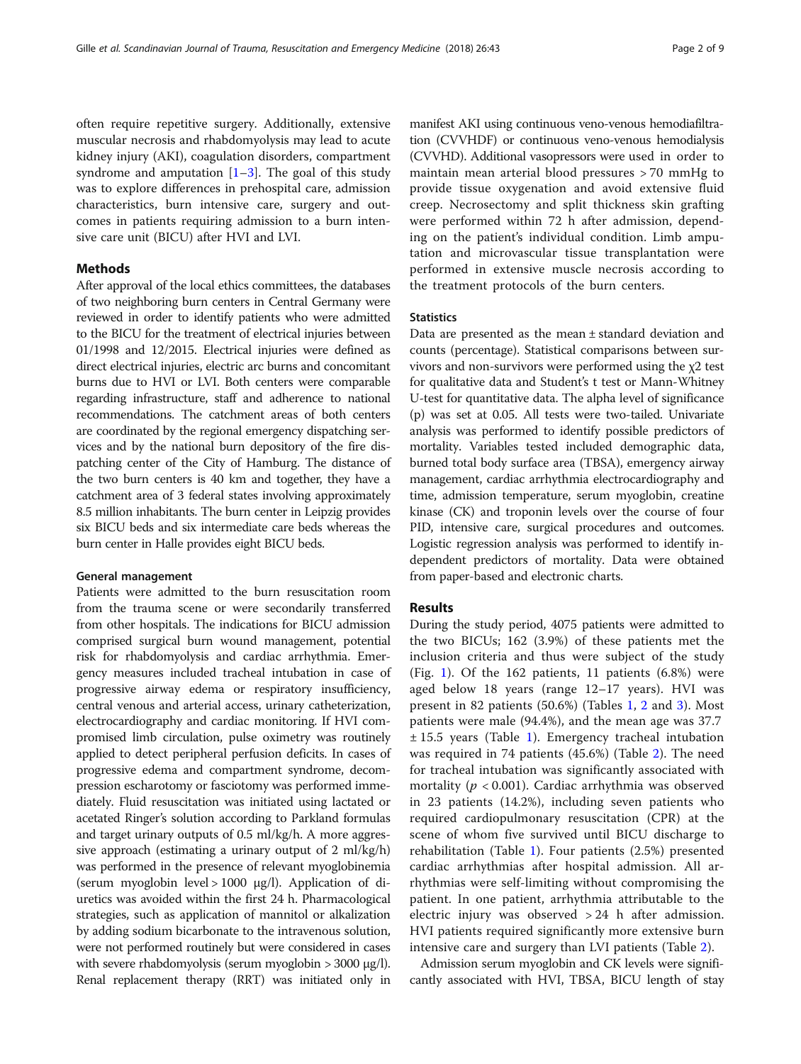often require repetitive surgery. Additionally, extensive muscular necrosis and rhabdomyolysis may lead to acute kidney injury (AKI), coagulation disorders, compartment syndrome and amputation [1–3]. The goal of this study was to explore differences in prehospital care, admission characteristics, burn intensive care, surgery and outcomes in patients requiring admission to a burn intensive care unit (BICU) after HVI and LVI.

## Methods

After approval of the local ethics committees, the databases of two neighboring burn centers in Central Germany were reviewed in order to identify patients who were admitted to the BICU for the treatment of electrical injuries between 01/1998 and 12/2015. Electrical injuries were defined as direct electrical injuries, electric arc burns and concomitant burns due to HVI or LVI. Both centers were comparable regarding infrastructure, staff and adherence to national recommendations. The catchment areas of both centers are coordinated by the regional emergency dispatching services and by the national burn depository of the fire dispatching center of the City of Hamburg. The distance of the two burn centers is 40 km and together, they have a catchment area of 3 federal states involving approximately 8.5 million inhabitants. The burn center in Leipzig provides six BICU beds and six intermediate care beds whereas the burn center in Halle provides eight BICU beds.

### General management

Patients were admitted to the burn resuscitation room from the trauma scene or were secondarily transferred from other hospitals. The indications for BICU admission comprised surgical burn wound management, potential risk for rhabdomyolysis and cardiac arrhythmia. Emergency measures included tracheal intubation in case of progressive airway edema or respiratory insufficiency, central venous and arterial access, urinary catheterization, electrocardiography and cardiac monitoring. If HVI compromised limb circulation, pulse oximetry was routinely applied to detect peripheral perfusion deficits. In cases of progressive edema and compartment syndrome, decompression escharotomy or fasciotomy was performed immediately. Fluid resuscitation was initiated using lactated or acetated Ringer's solution according to Parkland formulas and target urinary outputs of 0.5 ml/kg/h. A more aggressive approach (estimating a urinary output of 2 ml/kg/h) was performed in the presence of relevant myoglobinemia (serum myoglobin level > 1000 μg/l). Application of diuretics was avoided within the first 24 h. Pharmacological strategies, such as application of mannitol or alkalization by adding sodium bicarbonate to the intravenous solution, were not performed routinely but were considered in cases with severe rhabdomyolysis (serum myoglobin > 3000 μg/l). Renal replacement therapy (RRT) was initiated only in manifest AKI using continuous veno-venous hemodiafiltration (CVVHDF) or continuous veno-venous hemodialysis (CVVHD). Additional vasopressors were used in order to maintain mean arterial blood pressures > 70 mmHg to provide tissue oxygenation and avoid extensive fluid creep. Necrosectomy and split thickness skin grafting were performed within 72 h after admission, depending on the patient's individual condition. Limb amputation and microvascular tissue transplantation were performed in extensive muscle necrosis according to the treatment protocols of the burn centers.

### Statistics

Data are presented as the mean ± standard deviation and counts (percentage). Statistical comparisons between survivors and non-survivors were performed using the $\chi 2$ test for qualitative data and Student's t test or Mann-Whitney U-test for quantitative data. The alpha level of significance (p) was set at 0.05. All tests were two-tailed. Univariate analysis was performed to identify possible predictors of mortality. Variables tested included demographic data, burned total body surface area (TBSA), emergency airway management, cardiac arrhythmia electrocardiography and time, admission temperature, serum myoglobin, creatine kinase (CK) and troponin levels over the course of four PID, intensive care, surgical procedures and outcomes. Logistic regression analysis was performed to identify independent predictors of mortality. Data were obtained from paper-based and electronic charts.

## Results

During the study period, 4075 patients were admitted to the two BICUs; 162 (3.9%) of these patients met the inclusion criteria and thus were subject of the study (Fig. 1). Of the 162 patients, 11 patients (6.8%) were aged below 18 years (range 12–17 years). HVI was present in 82 patients (50.6%) (Tables 1, 2 and 3). Most patients were male (94.4%), and the mean age was 37.7 ± 15.5 years (Table 1). Emergency tracheal intubation was required in 74 patients (45.6%) (Table 2). The need for tracheal intubation was significantly associated with mortality ($p < 0.001$). Cardiac arrhythmia was observed in 23 patients (14.2%), including seven patients who required cardiopulmonary resuscitation (CPR) at the scene of whom five survived until BICU discharge to rehabilitation (Table 1). Four patients (2.5%) presented cardiac arrhythmias after hospital admission. All arrhythmias were self-limiting without compromising the patient. In one patient, arrhythmia attributable to the electric injury was observed > 24 h after admission. HVI patients required significantly more extensive burn intensive care and surgery than LVI patients (Table 2).

Admission serum myoglobin and CK levels were significantly associated with HVI, TBSA, BICU length of stay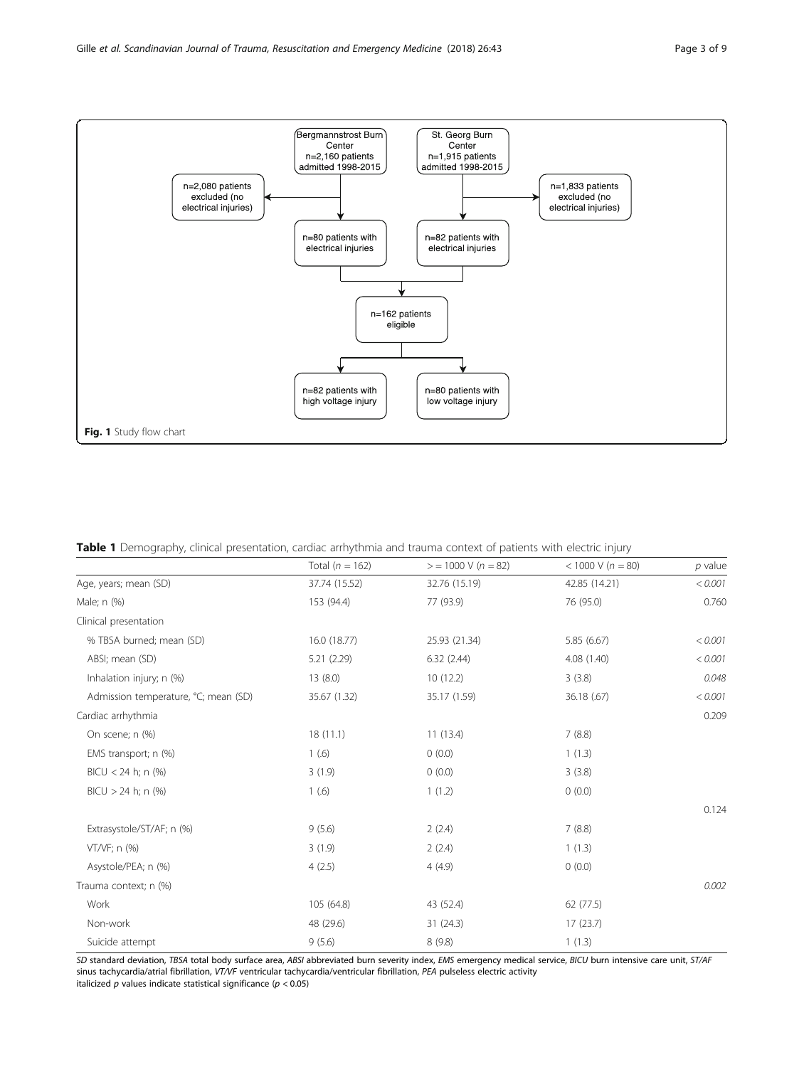Bergmannstrost Burn Center n=2,160 patients admitted 1998-2015

St. Georg Burn Center n=1,915 patients admitted 1998-2015

n=2,080 patients excluded (no electrical injuries)

n=1,833 patients excluded (no electrical injuries)

n=80 patients with electrical injuries

n=82 patients with electrical injuries

n=162 patients eligible

n=82 patients with high voltage injury

n=80 patients with low voltage injury

**Fig. 1** Study flow chart

**Table 1** Demography, clinical presentation, cardiac arrhythmia and trauma context of patients with electric injury

| | Total ($n$ = 162) | > = 1000 V ($n$ = 82) | < 1000 V ($n$ = 80) | $p$ value |
|---|---|---|---|---|
| Age, years; mean (SD) | 37.74 (15.52) | 32.76 (15.19) | 42.85 (14.21) | *< 0.001* |
| Male; n (%) | 153 (94.4) | 77 (93.9) | 76 (95.0) | 0.760 |
| Clinical presentation | | | | |
| % TBSA burned; mean (SD) | 16.0 (18.77) | 25.93 (21.34) | 5.85 (6.67) | *< 0.001* |
| ABSI; mean (SD) | 5.21 (2.29) | 6.32 (2.44) | 4.08 (1.40) | *< 0.001* |
| Inhalation injury; n (%) | 13 (8.0) | 10 (12.2) | 3 (3.8) | *0.048* |
| Admission temperature, °C; mean (SD) | 35.67 (1.32) | 35.17 (1.59) | 36.18 (.67) | *< 0.001* |
| Cardiac arrhythmia | | | | 0.209 |
| On scene; n (%) | 18 (11.1) | 11 (13.4) | 7 (8.8) | |
| EMS transport; n (%) | 1 (.6) | 0 (0.0) | 1 (1.3) | |
| BICU < 24 h; n (%) | 3 (1.9) | 0 (0.0) | 3 (3.8) | |
| BICU > 24 h; n (%) | 1 (.6) | 1 (1.2) | 0 (0.0) | |
| | | | | 0.124 |
| Extrasystole/ST/AF; n (%) | 9 (5.6) | 2 (2.4) | 7 (8.8) | |
| VT/VF; n (%) | 3 (1.9) | 2 (2.4) | 1 (1.3) | |
| Asystole/PEA; n (%) | 4 (2.5) | 4 (4.9) | 0 (0.0) | |
| Trauma context; n (%) | | | | *0.002* |
| Work | 105 (64.8) | 43 (52.4) | 62 (77.5) | |
| Non-work | 48 (29.6) | 31 (24.3) | 17 (23.7) | |
| Suicide attempt | 9 (5.6) | 8 (9.8) | 1 (1.3) | |

*SD* standard deviation, *TBSA* total body surface area, *ABSI* abbreviated burn severity index, *EMS* emergency medical service, *BICU* burn intensive care unit, *ST/AF* sinus tachycardia/atrial fibrillation, *VT/VF* ventricular tachycardia/ventricular fibrillation, *PEA* pulseless electric activity
italicized $p$ values indicate statistical significance ($p < 0.05$)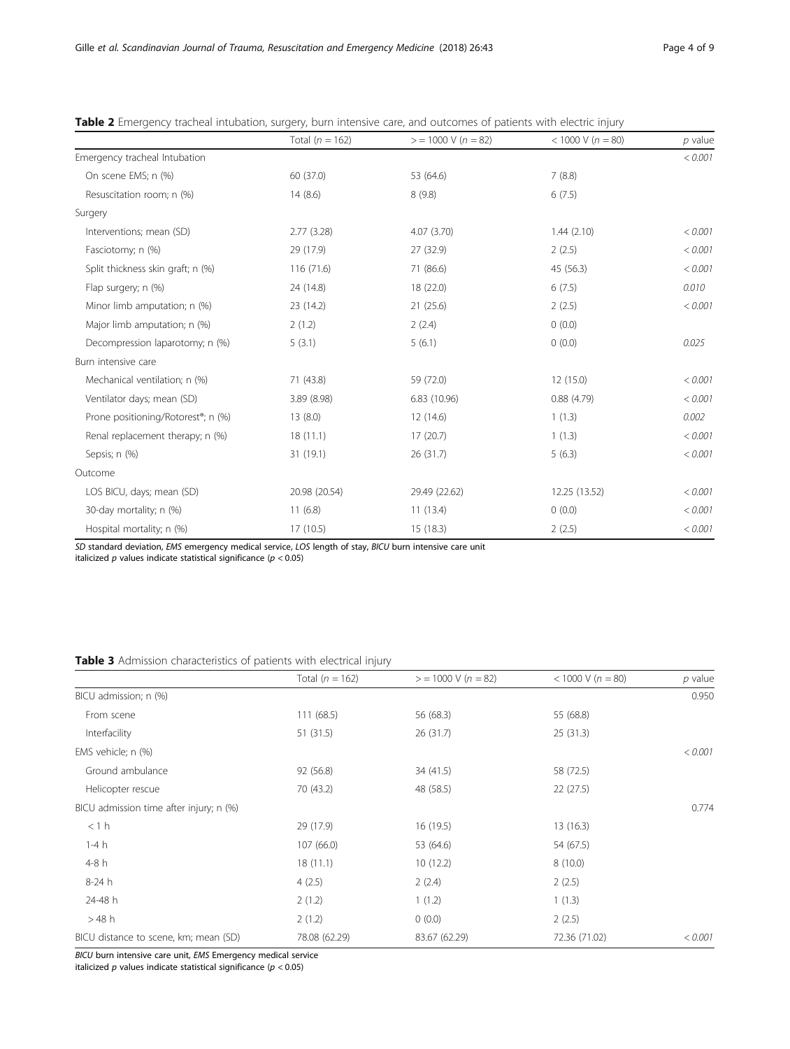**Table 2** Emergency tracheal intubation, surgery, burn intensive care, and outcomes of patients with electric injury

| | Total ($n = 162$) | >= 1000 V ($n = 82$) | < 1000 V ($n = 80$) | $p$ value |
|---|---|---|---|---|
| Emergency tracheal Intubation | | | | *< 0.001* |
| On scene EMS; n (%) | 60 (37.0) | 53 (64.6) | 7 (8.8) | |
| Resuscitation room; n (%) | 14 (8.6) | 8 (9.8) | 6 (7.5) | |
| Surgery | | | | |
| Interventions; mean (SD) | 2.77 (3.28) | 4.07 (3.70) | 1.44 (2.10) | *< 0.001* |
| Fasciotomy; n (%) | 29 (17.9) | 27 (32.9) | 2 (2.5) | *< 0.001* |
| Split thickness skin graft; n (%) | 116 (71.6) | 71 (86.6) | 45 (56.3) | *< 0.001* |
| Flap surgery; n (%) | 24 (14.8) | 18 (22.0) | 6 (7.5) | *0.010* |
| Minor limb amputation; n (%) | 23 (14.2) | 21 (25.6) | 2 (2.5) | *< 0.001* |
| Major limb amputation; n (%) | 2 (1.2) | 2 (2.4) | 0 (0.0) | |
| Decompression laparotomy; n (%) | 5 (3.1) | 5 (6.1) | 0 (0.0) | *0.025* |
| Burn intensive care | | | | |
| Mechanical ventilation; n (%) | 71 (43.8) | 59 (72.0) | 12 (15.0) | *< 0.001* |
| Ventilator days; mean (SD) | 3.89 (8.98) | 6.83 (10.96) | 0.88 (4.79) | *< 0.001* |
| Prone positioning/Rotorest®; n (%) | 13 (8.0) | 12 (14.6) | 1 (1.3) | *0.002* |
| Renal replacement therapy; n (%) | 18 (11.1) | 17 (20.7) | 1 (1.3) | *< 0.001* |
| Sepsis; n (%) | 31 (19.1) | 26 (31.7) | 5 (6.3) | *< 0.001* |
| Outcome | | | | |
| LOS BICU, days; mean (SD) | 20.98 (20.54) | 29.49 (22.62) | 12.25 (13.52) | *< 0.001* |
| 30-day mortality; n (%) | 11 (6.8) | 11 (13.4) | 0 (0.0) | *< 0.001* |
| Hospital mortality; n (%) | 17 (10.5) | 15 (18.3) | 2 (2.5) | *< 0.001* |

*SD* standard deviation, *EMS* emergency medical service, *LOS* length of stay, *BICU* burn intensive care unit
italicized $p$ values indicate statistical significance ($p < 0.05$)

**Table 3** Admission characteristics of patients with electrical injury

| | Total ($n = 162$) | >= 1000 V ($n = 82$) | < 1000 V ($n = 80$) | $p$ value |
|---|---|---|---|---|
| BICU admission; n (%) | | | | 0.950 |
| From scene | 111 (68.5) | 56 (68.3) | 55 (68.8) | |
| Interfacility | 51 (31.5) | 26 (31.7) | 25 (31.3) | |
| EMS vehicle; n (%) | | | | *< 0.001* |
| Ground ambulance | 92 (56.8) | 34 (41.5) | 58 (72.5) | |
| Helicopter rescue | 70 (43.2) | 48 (58.5) | 22 (27.5) | |
| BICU admission time after injury; n (%) | | | | 0.774 |
| < 1 h | 29 (17.9) | 16 (19.5) | 13 (16.3) | |
| 1-4 h | 107 (66.0) | 53 (64.6) | 54 (67.5) | |
| 4-8 h | 18 (11.1) | 10 (12.2) | 8 (10.0) | |
| 8-24 h | 4 (2.5) | 2 (2.4) | 2 (2.5) | |
| 24-48 h | 2 (1.2) | 1 (1.2) | 1 (1.3) | |
| > 48 h | 2 (1.2) | 0 (0.0) | 2 (2.5) | |
| BICU distance to scene, km; mean (SD) | 78.08 (62.29) | 83.67 (62.29) | 72.36 (71.02) | *< 0.001* |

*BICU* burn intensive care unit, *EMS* Emergency medical service
italicized $p$ values indicate statistical significance ($p < 0.05$)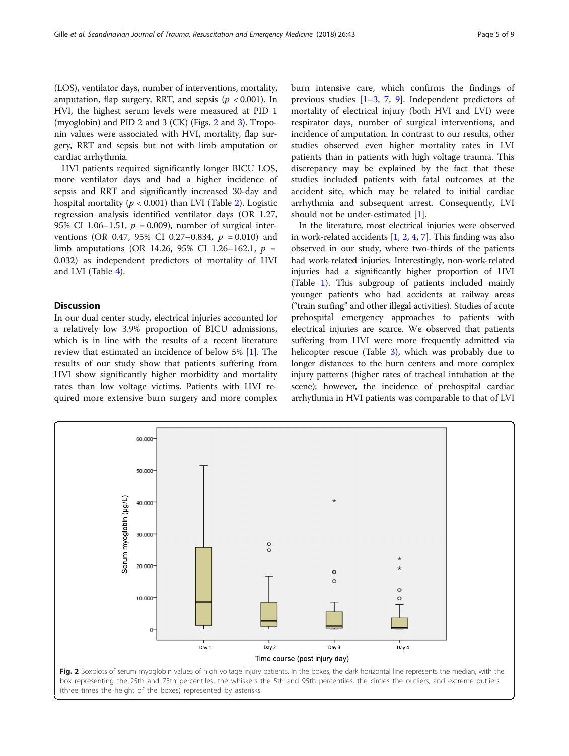(LOS), ventilator days, number of interventions, mortality, amputation, flap surgery, RRT, and sepsis ($p < 0.001$). In HVI, the highest serum levels were measured at PID 1 (myoglobin) and PID 2 and 3 (CK) (Figs. 2 and 3). Troponin values were associated with HVI, mortality, flap surgery, RRT and sepsis but not with limb amputation or cardiac arrhythmia.

HVI patients required significantly longer BICU LOS, more ventilator days and had a higher incidence of sepsis and RRT and significantly increased 30-day and hospital mortality ($p < 0.001$) than LVI (Table 2). Logistic regression analysis identified ventilator days (OR 1.27, 95% CI 1.06–1.51, $p = 0.009$), number of surgical interventions (OR 0.47, 95% CI 0.27–0.834, $p = 0.010$) and limb amputations (OR 14.26, 95% CI 1.26–162.1, $p = 0.032$) as independent predictors of mortality of HVI and LVI (Table 4).

## Discussion

In our dual center study, electrical injuries accounted for a relatively low 3.9% proportion of BICU admissions, which is in line with the results of a recent literature review that estimated an incidence of below 5% [1]. The results of our study show that patients suffering from HVI show significantly higher morbidity and mortality rates than low voltage victims. Patients with HVI required more extensive burn surgery and more complex burn intensive care, which confirms the findings of previous studies [1–3, 7, 9]. Independent predictors of mortality of electrical injury (both HVI and LVI) were respirator days, number of surgical interventions, and incidence of amputation. In contrast to our results, other studies observed even higher mortality rates in LVI patients than in patients with high voltage trauma. This discrepancy may be explained by the fact that these studies included patients with fatal outcomes at the accident site, which may be related to initial cardiac arrhythmia and subsequent arrest. Consequently, LVI should not be under-estimated [1].

In the literature, most electrical injuries were observed in work-related accidents [1, 2, 4, 7]. This finding was also observed in our study, where two-thirds of the patients had work-related injuries. Interestingly, non-work-related injuries had a significantly higher proportion of HVI (Table 1). This subgroup of patients included mainly younger patients who had accidents at railway areas ("train surfing" and other illegal activities). Studies of acute prehospital emergency approaches to patients with electrical injuries are scarce. We observed that patients suffering from HVI were more frequently admitted via helicopter rescue (Table 3), which was probably due to longer distances to the burn centers and more complex injury patterns (higher rates of tracheal intubation at the scene); however, the incidence of prehospital cardiac arrhythmia in HVI patients was comparable to that of LVI

**Fig. 2** Boxplots of serum myoglobin values of high voltage injury patients. In the boxes, the dark horizontal line represents the median, with the box representing the 25th and 75th percentiles, the whiskers the 5th and 95th percentiles, the circles the outliers, and extreme outliers (three times the height of the boxes) represented by asterisks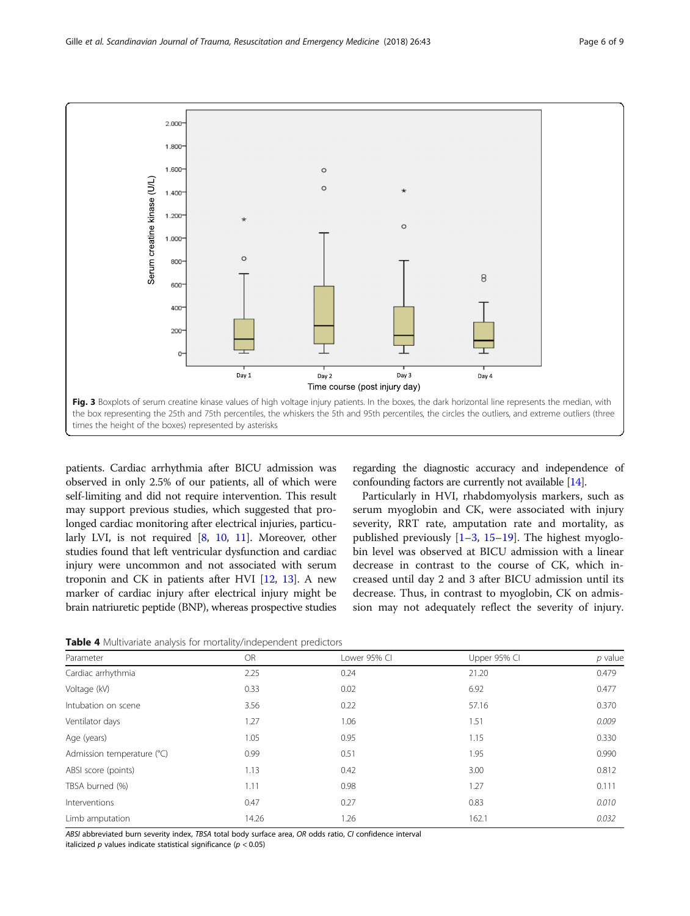Fig. 3 Boxplots of serum creatine kinase values of high voltage injury patients. In the boxes, the dark horizontal line represents the median, with the box representing the 25th and 75th percentiles, the whiskers the 5th and 95th percentiles, the circles the outliers, and extreme outliers (three times the height of the boxes) represented by asterisks

patients. Cardiac arrhythmia after BICU admission was observed in only 2.5% of our patients, all of which were self-limiting and did not require intervention. This result may support previous studies, which suggested that prolonged cardiac monitoring after electrical injuries, particularly LVI, is not required [8, 10, 11]. Moreover, other studies found that left ventricular dysfunction and cardiac injury were uncommon and not associated with serum troponin and CK in patients after HVI [12, 13]. A new marker of cardiac injury after electrical injury might be brain natriuretic peptide (BNP), whereas prospective studies regarding the diagnostic accuracy and independence of confounding factors are currently not available [14].

Particularly in HVI, rhabdomyolysis markers, such as serum myoglobin and CK, were associated with injury severity, RRT rate, amputation rate and mortality, as published previously [1–3, 15–19]. The highest myoglobin level was observed at BICU admission with a linear decrease in contrast to the course of CK, which increased until day 2 and 3 after BICU admission until its decrease. Thus, in contrast to myoglobin, CK on admission may not adequately reflect the severity of injury.

**Table 4** Multivariate analysis for mortality/independent predictors

| Parameter | OR | Lower 95% CI | Upper 95% CI | *p* value |
|---|---|---|---|---|
| Cardiac arrhythmia | 2.25 | 0.24 | 21.20 | 0.479 |
| Voltage (kV) | 0.33 | 0.02 | 6.92 | 0.477 |
| Intubation on scene | 3.56 | 0.22 | 57.16 | 0.370 |
| Ventilator days | 1.27 | 1.06 | 1.51 | *0.009* |
| Age (years) | 1.05 | 0.95 | 1.15 | 0.330 |
| Admission temperature (°C) | 0.99 | 0.51 | 1.95 | 0.990 |
| ABSI score (points) | 1.13 | 0.42 | 3.00 | 0.812 |
| TBSA burned (%) | 1.11 | 0.98 | 1.27 | 0.111 |
| Interventions | 0.47 | 0.27 | 0.83 | *0.010* |
| Limb amputation | 14.26 | 1.26 | 162.1 | *0.032* |

*ABSI* abbreviated burn severity index, *TBSA* total body surface area, *OR* odds ratio, *CI* confidence interval
italicized *p* values indicate statistical significance ($p < 0.05$)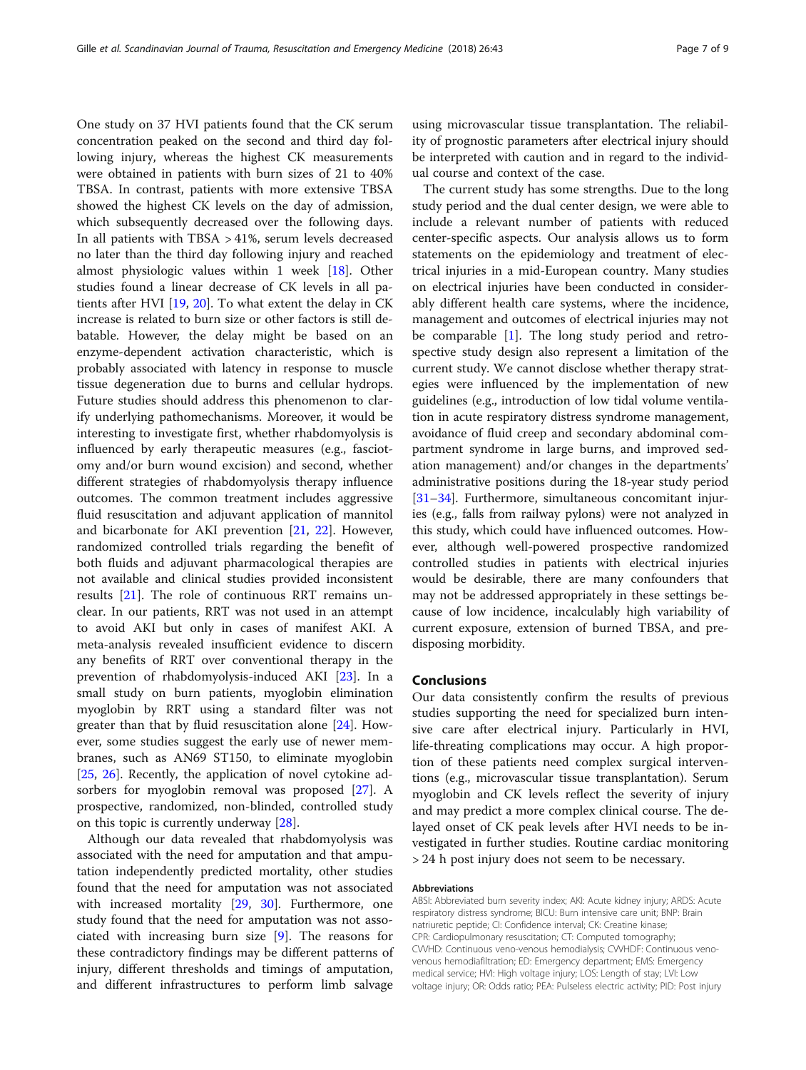One study on 37 HVI patients found that the CK serum concentration peaked on the second and third day following injury, whereas the highest CK measurements were obtained in patients with burn sizes of 21 to 40% TBSA. In contrast, patients with more extensive TBSA showed the highest CK levels on the day of admission, which subsequently decreased over the following days. In all patients with TBSA > 41%, serum levels decreased no later than the third day following injury and reached almost physiologic values within 1 week [18]. Other studies found a linear decrease of CK levels in all patients after HVI [19, 20]. To what extent the delay in CK increase is related to burn size or other factors is still debatable. However, the delay might be based on an enzyme-dependent activation characteristic, which is probably associated with latency in response to muscle tissue degeneration due to burns and cellular hydrops. Future studies should address this phenomenon to clarify underlying pathomechanisms. Moreover, it would be interesting to investigate first, whether rhabdomyolysis is influenced by early therapeutic measures (e.g., fasciotomy and/or burn wound excision) and second, whether different strategies of rhabdomyolysis therapy influence outcomes. The common treatment includes aggressive fluid resuscitation and adjuvant application of mannitol and bicarbonate for AKI prevention [21, 22]. However, randomized controlled trials regarding the benefit of both fluids and adjuvant pharmacological therapies are not available and clinical studies provided inconsistent results [21]. The role of continuous RRT remains unclear. In our patients, RRT was not used in an attempt to avoid AKI but only in cases of manifest AKI. A meta-analysis revealed insufficient evidence to discern any benefits of RRT over conventional therapy in the prevention of rhabdomyolysis-induced AKI [23]. In a small study on burn patients, myoglobin elimination myoglobin by RRT using a standard filter was not greater than that by fluid resuscitation alone [24]. However, some studies suggest the early use of newer membranes, such as AN69 ST150, to eliminate myoglobin [25, 26]. Recently, the application of novel cytokine adsorbers for myoglobin removal was proposed [27]. A prospective, randomized, non-blinded, controlled study on this topic is currently underway [28].

Although our data revealed that rhabdomyolysis was associated with the need for amputation and that amputation independently predicted mortality, other studies found that the need for amputation was not associated with increased mortality [29, 30]. Furthermore, one study found that the need for amputation was not associated with increasing burn size [9]. The reasons for these contradictory findings may be different patterns of injury, different thresholds and timings of amputation, and different infrastructures to perform limb salvage using microvascular tissue transplantation. The reliability of prognostic parameters after electrical injury should be interpreted with caution and in regard to the individual course and context of the case.

The current study has some strengths. Due to the long study period and the dual center design, we were able to include a relevant number of patients with reduced center-specific aspects. Our analysis allows us to form statements on the epidemiology and treatment of electrical injuries in a mid-European country. Many studies on electrical injuries have been conducted in considerably different health care systems, where the incidence, management and outcomes of electrical injuries may not be comparable [1]. The long study period and retrospective study design also represent a limitation of the current study. We cannot disclose whether therapy strategies were influenced by the implementation of new guidelines (e.g., introduction of low tidal volume ventilation in acute respiratory distress syndrome management, avoidance of fluid creep and secondary abdominal compartment syndrome in large burns, and improved sedation management) and/or changes in the departments' administrative positions during the 18-year study period [31–34]. Furthermore, simultaneous concomitant injuries (e.g., falls from railway pylons) were not analyzed in this study, which could have influenced outcomes. However, although well-powered prospective randomized controlled studies in patients with electrical injuries would be desirable, there are many confounders that may not be addressed appropriately in these settings because of low incidence, incalculably high variability of current exposure, extension of burned TBSA, and predisposing morbidity.

## Conclusions

Our data consistently confirm the results of previous studies supporting the need for specialized burn intensive care after electrical injury. Particularly in HVI, life-threating complications may occur. A high proportion of these patients need complex surgical interventions (e.g., microvascular tissue transplantation). Serum myoglobin and CK levels reflect the severity of injury and may predict a more complex clinical course. The delayed onset of CK peak levels after HVI needs to be investigated in further studies. Routine cardiac monitoring > 24 h post injury does not seem to be necessary.

#### Abbreviations

ABSI: Abbreviated burn severity index; AKI: Acute kidney injury; ARDS: Acute respiratory distress syndrome; BICU: Burn intensive care unit; BNP: Brain natriuretic peptide; CI: Confidence interval; CK: Creatine kinase; CPR: Cardiopulmonary resuscitation; CT: Computed tomography; CVVHD: Continuous veno-venous hemodialysis; CVVHDF: Continuous veno-venous hemodiafiltration; ED: Emergency department; EMS: Emergency medical service; HVI: High voltage injury; LOS: Length of stay; LVI: Low voltage injury; OR: Odds ratio; PEA: Pulseless electric activity; PID: Post injury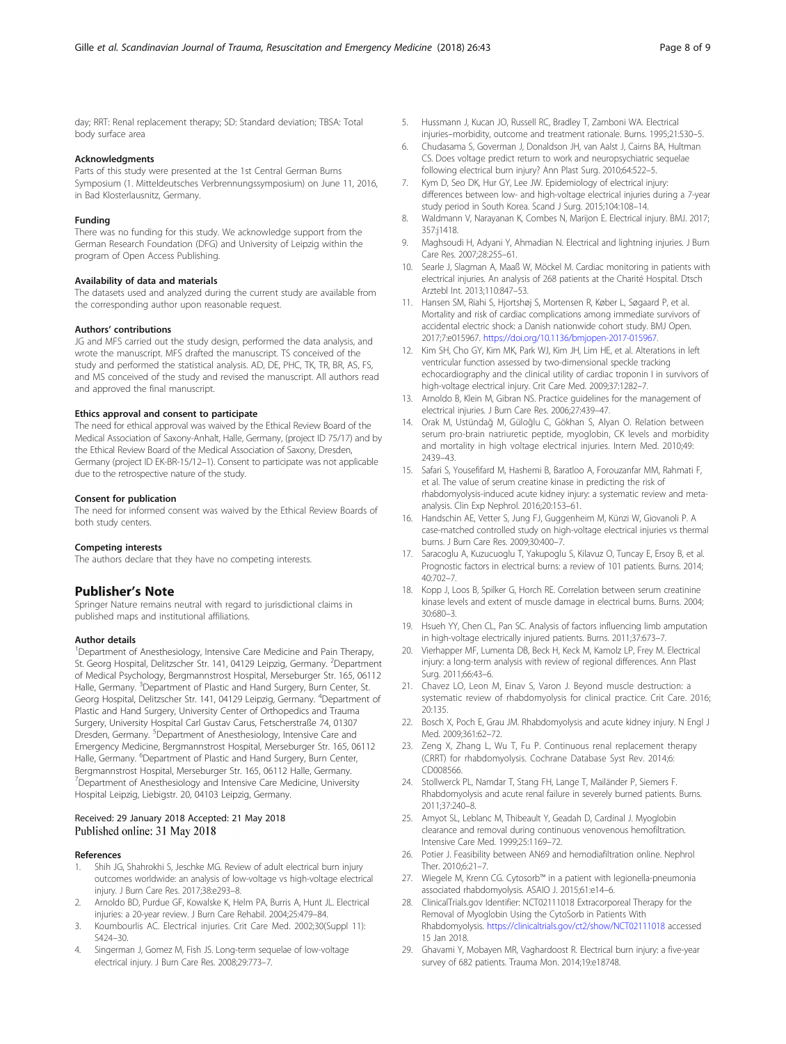day; RRT: Renal replacement therapy; SD: Standard deviation; TBSA: Total body surface area

### Acknowledgments

Parts of this study were presented at the 1st Central German Burns Symposium (1. Mitteldeutsches Verbrennungssymposium) on June 11, 2016, in Bad Klosterlausnitz, Germany.

### Funding

There was no funding for this study. We acknowledge support from the German Research Foundation (DFG) and University of Leipzig within the program of Open Access Publishing.

### Availability of data and materials

The datasets used and analyzed during the current study are available from the corresponding author upon reasonable request.

### Authors' contributions

JG and MFS carried out the study design, performed the data analysis, and wrote the manuscript. MFS drafted the manuscript. TS conceived of the study and performed the statistical analysis. AD, DE, PHC, TK, TR, BR, AS, FS, and MS conceived of the study and revised the manuscript. All authors read and approved the final manuscript.

### Ethics approval and consent to participate

The need for ethical approval was waived by the Ethical Review Board of the Medical Association of Saxony-Anhalt, Halle, Germany, (project ID 75/17) and by the Ethical Review Board of the Medical Association of Saxony, Dresden, Germany (project ID EK-BR-15/12–1). Consent to participate was not applicable due to the retrospective nature of the study.

### Consent for publication

The need for informed consent was waived by the Ethical Review Boards of both study centers.

### Competing interests

The authors declare that they have no competing interests.

## Publisher's Note

Springer Nature remains neutral with regard to jurisdictional claims in published maps and institutional affiliations.

### Author details

[1]Department of Anesthesiology, Intensive Care Medicine and Pain Therapy, St. Georg Hospital, Delitzscher Str. 141, 04129 Leipzig, Germany. [2]Department of Medical Psychology, Bergmannstrost Hospital, Merseburger Str. 165, 06112 Halle, Germany. [3]Department of Plastic and Hand Surgery, Burn Center, St. Georg Hospital, Delitzscher Str. 141, 04129 Leipzig, Germany. [4]Department of Plastic and Hand Surgery, University Center of Orthopedics and Trauma Surgery, University Hospital Carl Gustav Carus, Fetscherstraße 74, 01307 Dresden, Germany. [5]Department of Anesthesiology, Intensive Care and Emergency Medicine, Bergmannstrost Hospital, Merseburger Str. 165, 06112 Halle, Germany. [6]Department of Plastic and Hand Surgery, Burn Center, Bergmannstrost Hospital, Merseburger Str. 165, 06112 Halle, Germany. [7]Department of Anesthesiology and Intensive Care Medicine, University Hospital Leipzig, Liebigstr. 20, 04103 Leipzig, Germany.

Received: 29 January 2018 Accepted: 21 May 2018
Published online: 31 May 2018

### References

1. Shih JG, Shahrokhi S, Jeschke MG. Review of adult electrical burn injury outcomes worldwide: an analysis of low-voltage vs high-voltage electrical injury. J Burn Care Res. 2017;38:e293–8.
2. Arnoldo BD, Purdue GF, Kowalske K, Helm PA, Burris A, Hunt JL. Electrical injuries: a 20-year review. J Burn Care Rehabil. 2004;25:479–84.
3. Koumbourlis AC. Electrical injuries. Crit Care Med. 2002;30(Suppl 11): S424–30.
4. Singerman J, Gomez M, Fish JS. Long-term sequelae of low-voltage electrical injury. J Burn Care Res. 2008;29:773–7.
5. Hussmann J, Kucan JO, Russell RC, Bradley T, Zamboni WA. Electrical injuries–morbidity, outcome and treatment rationale. Burns. 1995;21:530–5.
6. Chudasama S, Goverman J, Donaldson JH, van Aalst J, Cairns BA, Hultman CS. Does voltage predict return to work and neuropsychiatric sequelae following electrical burn injury? Ann Plast Surg. 2010;64:522–5.
7. Kym D, Seo DK, Hur GY, Lee JW. Epidemiology of electrical injury: differences between low- and high-voltage electrical injuries during a 7-year study period in South Korea. Scand J Surg. 2015;104:108–14.
8. Waldmann V, Narayanan K, Combes N, Marijon E. Electrical injury. BMJ. 2017; 357:j1418.
9. Maghsoudi H, Adyani Y, Ahmadian N. Electrical and lightning injuries. J Burn Care Res. 2007;28:255–61.
10. Searle J, Slagman A, Maaß W, Möckel M. Cardiac monitoring in patients with electrical injuries. An analysis of 268 patients at the Charité Hospital. Dtsch Arztebl Int. 2013;110:847–53.
11. Hansen SM, Riahi S, Hjortshøj S, Mortensen R, Køber L, Søgaard P, et al. Mortality and risk of cardiac complications among immediate survivors of accidental electric shock: a Danish nationwide cohort study. BMJ Open. 2017;7:e015967. https://doi.org/10.1136/bmjopen-2017-015967.
12. Kim SH, Cho GY, Kim MK, Park WJ, Kim JH, Lim HE, et al. Alterations in left ventricular function assessed by two-dimensional speckle tracking echocardiography and the clinical utility of cardiac troponin I in survivors of high-voltage electrical injury. Crit Care Med. 2009;37:1282–7.
13. Arnoldo B, Klein M, Gibran NS. Practice guidelines for the management of electrical injuries. J Burn Care Res. 2006;27:439–47.
14. Orak M, Ustündağ M, Güloğlu C, Gökhan S, Alyan O. Relation between serum pro-brain natriuretic peptide, myoglobin, CK levels and morbidity and mortality in high voltage electrical injuries. Intern Med. 2010;49: 2439–43.
15. Safari S, Yousefifard M, Hashemi B, Baratloo A, Forouzanfar MM, Rahmati F, et al. The value of serum creatine kinase in predicting the risk of rhabdomyolysis-induced acute kidney injury: a systematic review and meta-analysis. Clin Exp Nephrol. 2016;20:153–61.
16. Handschin AE, Vetter S, Jung FJ, Guggenheim M, Künzi W, Giovanoli P. A case-matched controlled study on high-voltage electrical injuries vs thermal burns. J Burn Care Res. 2009;30:400–7.
17. Saracoglu A, Kuzucuoglu T, Yakupoglu S, Kilavuz O, Tuncay E, Ersoy B, et al. Prognostic factors in electrical burns: a review of 101 patients. Burns. 2014; 40:702–7.
18. Kopp J, Loos B, Spilker G, Horch RE. Correlation between serum creatinine kinase levels and extent of muscle damage in electrical burns. Burns. 2004; 30:680–3.
19. Hsueh YY, Chen CL, Pan SC. Analysis of factors influencing limb amputation in high-voltage electrically injured patients. Burns. 2011;37:673–7.
20. Vierhapper MF, Lumenta DB, Beck H, Keck M, Kamolz LP, Frey M. Electrical injury: a long-term analysis with review of regional differences. Ann Plast Surg. 2011;66:43–6.
21. Chavez LO, Leon M, Einav S, Varon J. Beyond muscle destruction: a systematic review of rhabdomyolysis for clinical practice. Crit Care. 2016; 20:135.
22. Bosch X, Poch E, Grau JM. Rhabdomyolysis and acute kidney injury. N Engl J Med. 2009;361:62–72.
23. Zeng X, Zhang L, Wu T, Fu P. Continuous renal replacement therapy (CRRT) for rhabdomyolysis. Cochrane Database Syst Rev. 2014;6: CD008566.
24. Stollwerck PL, Namdar T, Stang FH, Lange T, Mailänder P, Siemers F. Rhabdomyolysis and acute renal failure in severely burned patients. Burns. 2011;37:240–8.
25. Amyot SL, Leblanc M, Thibeault Y, Geadah D, Cardinal J. Myoglobin clearance and removal during continuous venovenous hemofiltration. Intensive Care Med. 1999;25:1169–72.
26. Potier J. Feasibility between AN69 and hemodiafiltration online. Nephrol Ther. 2010;6:21–7.
27. Wiegele M, Krenn CG. Cytosorb™ in a patient with legionella-pneumonia associated rhabdomyolysis. ASAIO J. 2015;61:e14–6.
28. ClinicalTrials.gov Identifier: NCT02111018 Extracorporeal Therapy for the Removal of Myoglobin Using the CytoSorb in Patients With Rhabdomyolysis. https://clinicaltrials.gov/ct2/show/NCT02111018 accessed 15 Jan 2018.
29. Ghavami Y, Mobayen MR, Vaghardoost R. Electrical burn injury: a five-year survey of 682 patients. Trauma Mon. 2014;19:e18748.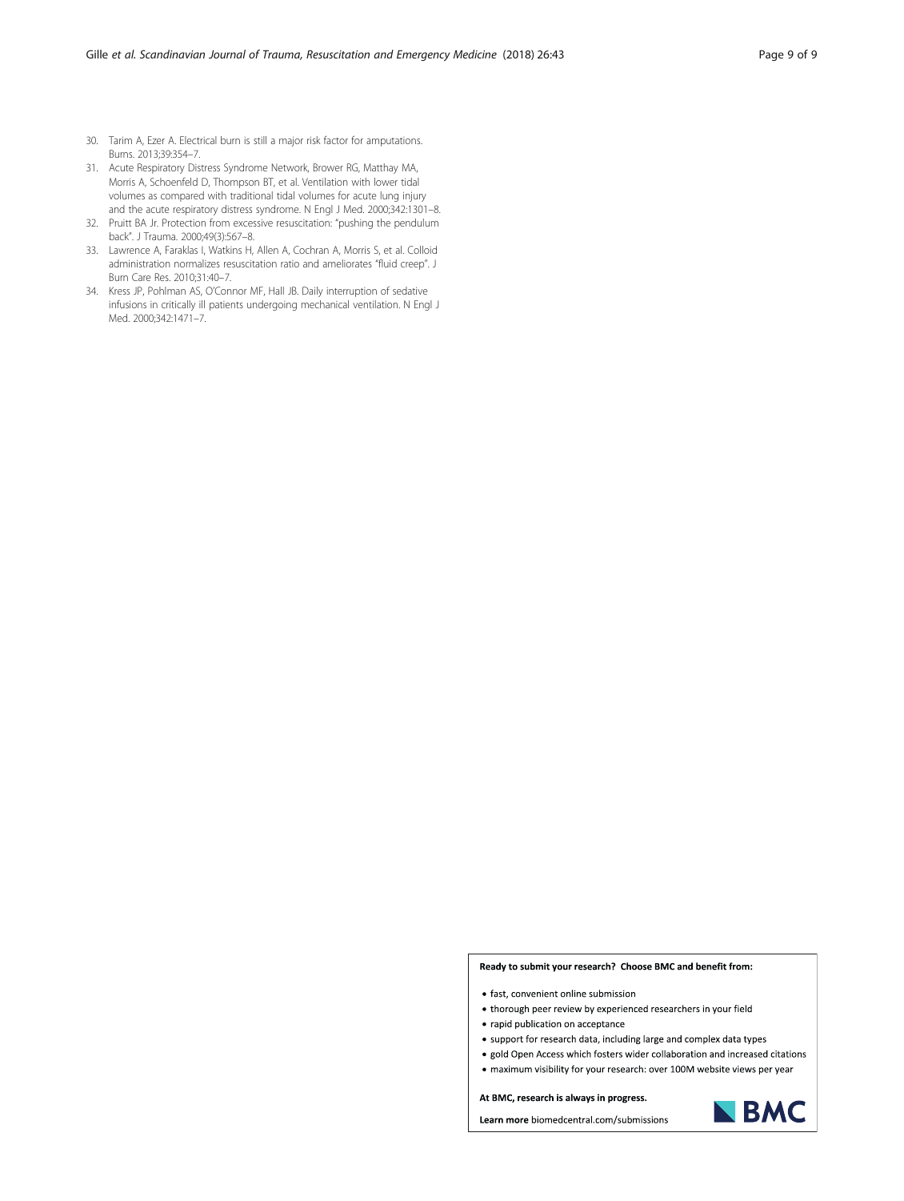30. Tarim A, Ezer A. Electrical burn is still a major risk factor for amputations. Burns. 2013;39:354–7.
31. Acute Respiratory Distress Syndrome Network, Brower RG, Matthay MA, Morris A, Schoenfeld D, Thompson BT, et al. Ventilation with lower tidal volumes as compared with traditional tidal volumes for acute lung injury and the acute respiratory distress syndrome. N Engl J Med. 2000;342:1301–8.
32. Pruitt BA Jr. Protection from excessive resuscitation: "pushing the pendulum back". J Trauma. 2000;49(3):567–8.
33. Lawrence A, Faraklas I, Watkins H, Allen A, Cochran A, Morris S, et al. Colloid administration normalizes resuscitation ratio and ameliorates "fluid creep". J Burn Care Res. 2010;31:40–7.
34. Kress JP, Pohlman AS, O'Connor MF, Hall JB. Daily interruption of sedative infusions in critically ill patients undergoing mechanical ventilation. N Engl J Med. 2000;342:1471–7.

**Ready to submit your research? Choose BMC and benefit from:**

- fast, convenient online submission
- thorough peer review by experienced researchers in your field
- rapid publication on acceptance
- support for research data, including large and complex data types
- gold Open Access which fosters wider collaboration and increased citations
- maximum visibility for your research: over 100M website views per year

**At BMC, research is always in progress.**

**Learn more** biomedcentral.com/submissions